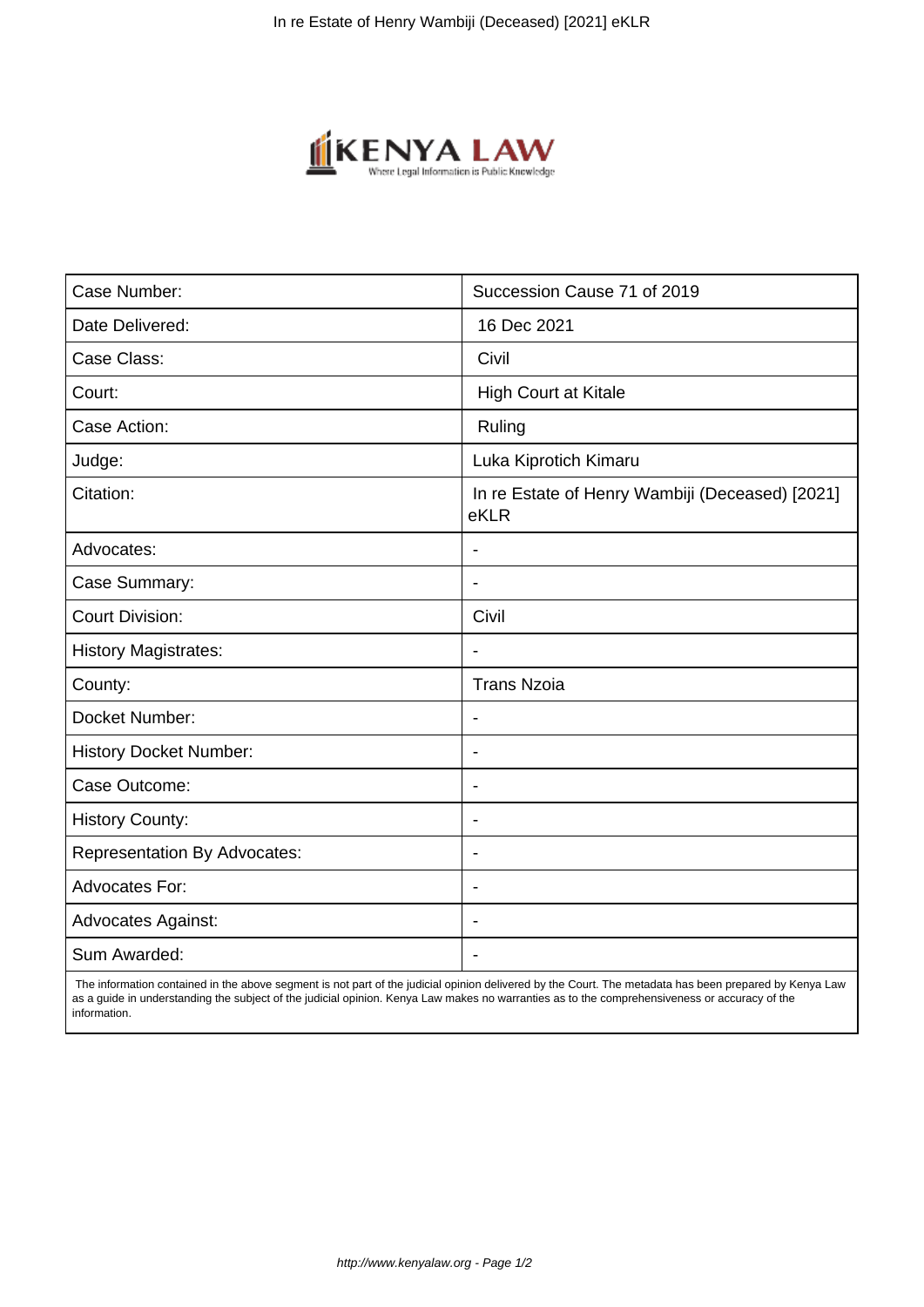| Case Number: | Succession Cause 71 of 2019 |
|---|---|
| Date Delivered: | 16 Dec 2021 |
| Case Class: | Civil |
| Court: | High Court at Kitale |
| Case Action: | Ruling |
| Judge: | Luka Kiprotich Kimaru |
| Citation: | In re Estate of Henry Wambiji (Deceased) [2021] eKLR |
| Advocates: | - |
| Case Summary: | - |
| Court Division: | Civil |
| History Magistrates: | - |
| County: | Trans Nzoia |
| Docket Number: | - |
| History Docket Number: | - |
| Case Outcome: | - |
| History County: | - |
| Representation By Advocates: | - |
| Advocates For: | - |
| Advocates Against: | - |
| Sum Awarded: | - |

The information contained in the above segment is not part of the judicial opinion delivered by the Court. The metadata has been prepared by Kenya Law as a guide in understanding the subject of the judicial opinion. Kenya Law makes no warranties as to the comprehensiveness or accuracy of the information.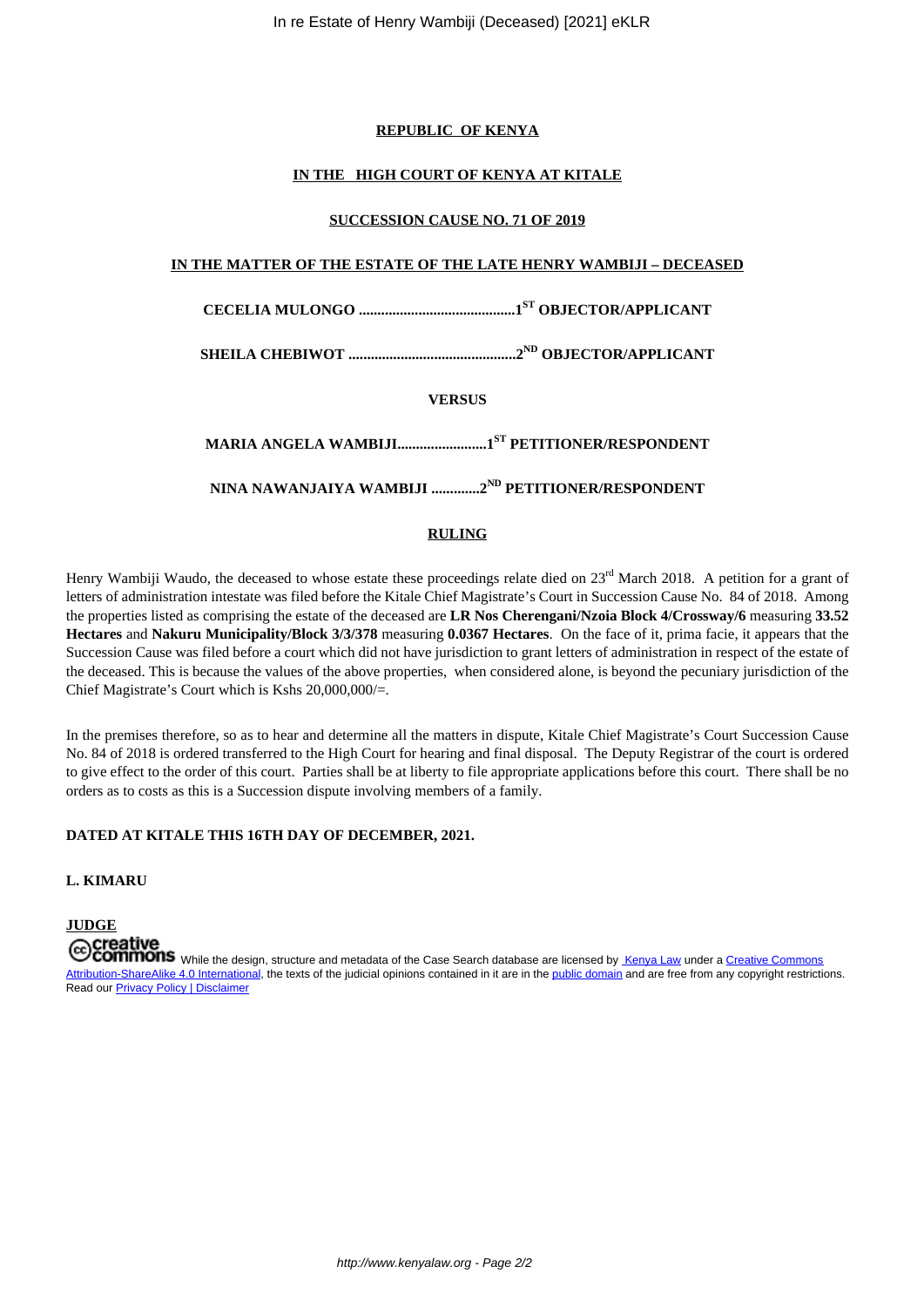**REPUBLIC OF KENYA**

**IN THE HIGH COURT OF KENYA AT KITALE**

**SUCCESSION CAUSE NO. 71 OF 2019**

**IN THE MATTER OF THE ESTATE OF THE LATE HENRY WAMBIJI – DECEASED**

**CECELIA MULONGO ..........................................1ST OBJECTOR/APPLICANT**

**SHEILA CHEBIWOT ............................................2ND OBJECTOR/APPLICANT**

**VERSUS**

**MARIA ANGELA WAMBIJI........................1ST PETITIONER/RESPONDENT**

**NINA NAWANJAIYA WAMBIJI ............2ND PETITIONER/RESPONDENT**

**RULING**

Henry Wambiji Waudo, the deceased to whose estate these proceedings relate died on 23rd March 2018. A petition for a grant of letters of administration intestate was filed before the Kitale Chief Magistrate's Court in Succession Cause No. 84 of 2018. Among the properties listed as comprising the estate of the deceased are **LR Nos Cherengani/Nzoia Block 4/Crossway/6** measuring **33.52 Hectares** and **Nakuru Municipality/Block 3/3/378** measuring **0.0367 Hectares**. On the face of it, prima facie, it appears that the Succession Cause was filed before a court which did not have jurisdiction to grant letters of administration in respect of the estate of the deceased. This is because the values of the above properties, when considered alone, is beyond the pecuniary jurisdiction of the Chief Magistrate's Court which is Kshs 20,000,000/=.

In the premises therefore, so as to hear and determine all the matters in dispute, Kitale Chief Magistrate's Court Succession Cause No. 84 of 2018 is ordered transferred to the High Court for hearing and final disposal. The Deputy Registrar of the court is ordered to give effect to the order of this court. Parties shall be at liberty to file appropriate applications before this court. There shall be no orders as to costs as this is a Succession dispute involving members of a family.

**DATED AT KITALE THIS 16TH DAY OF DECEMBER, 2021.**

**L. KIMARU**

**JUDGE**

While the design, structure and metadata of the Case Search database are licensed by Kenya Law under a Creative Commons Attribution-ShareAlike 4.0 International, the texts of the judicial opinions contained in it are in the public domain and are free from any copyright restrictions. Read our Privacy Policy | Disclaimer